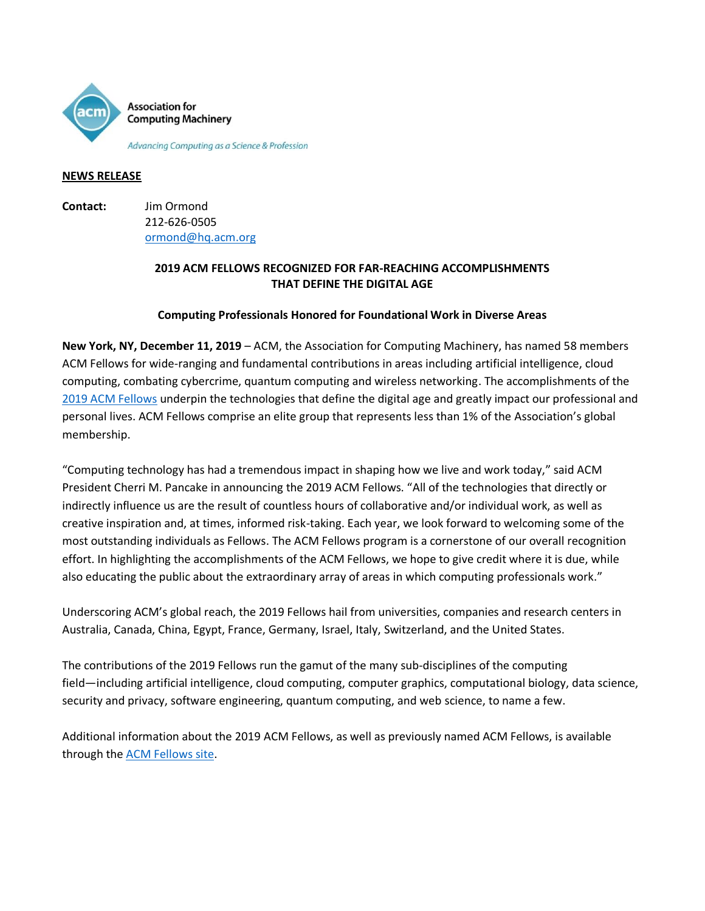Association for Computing Machinery

*Advancing Computing as a Science & Profession*

**NEWS RELEASE**

**Contact:** Jim Ormond
212-626-0505
ormond@hq.acm.org

**2019 ACM FELLOWS RECOGNIZED FOR FAR-REACHING ACCOMPLISHMENTS THAT DEFINE THE DIGITAL AGE**

**Computing Professionals Honored for Foundational Work in Diverse Areas**

**New York, NY, December 11, 2019** – ACM, the Association for Computing Machinery, has named 58 members ACM Fellows for wide-ranging and fundamental contributions in areas including artificial intelligence, cloud computing, combating cybercrime, quantum computing and wireless networking. The accomplishments of the 2019 ACM Fellows underpin the technologies that define the digital age and greatly impact our professional and personal lives. ACM Fellows comprise an elite group that represents less than 1% of the Association's global membership.

"Computing technology has had a tremendous impact in shaping how we live and work today," said ACM President Cherri M. Pancake in announcing the 2019 ACM Fellows. "All of the technologies that directly or indirectly influence us are the result of countless hours of collaborative and/or individual work, as well as creative inspiration and, at times, informed risk-taking. Each year, we look forward to welcoming some of the most outstanding individuals as Fellows. The ACM Fellows program is a cornerstone of our overall recognition effort. In highlighting the accomplishments of the ACM Fellows, we hope to give credit where it is due, while also educating the public about the extraordinary array of areas in which computing professionals work."

Underscoring ACM's global reach, the 2019 Fellows hail from universities, companies and research centers in Australia, Canada, China, Egypt, France, Germany, Israel, Italy, Switzerland, and the United States.

The contributions of the 2019 Fellows run the gamut of the many sub-disciplines of the computing field—including artificial intelligence, cloud computing, computer graphics, computational biology, data science, security and privacy, software engineering, quantum computing, and web science, to name a few.

Additional information about the 2019 ACM Fellows, as well as previously named ACM Fellows, is available through the ACM Fellows site.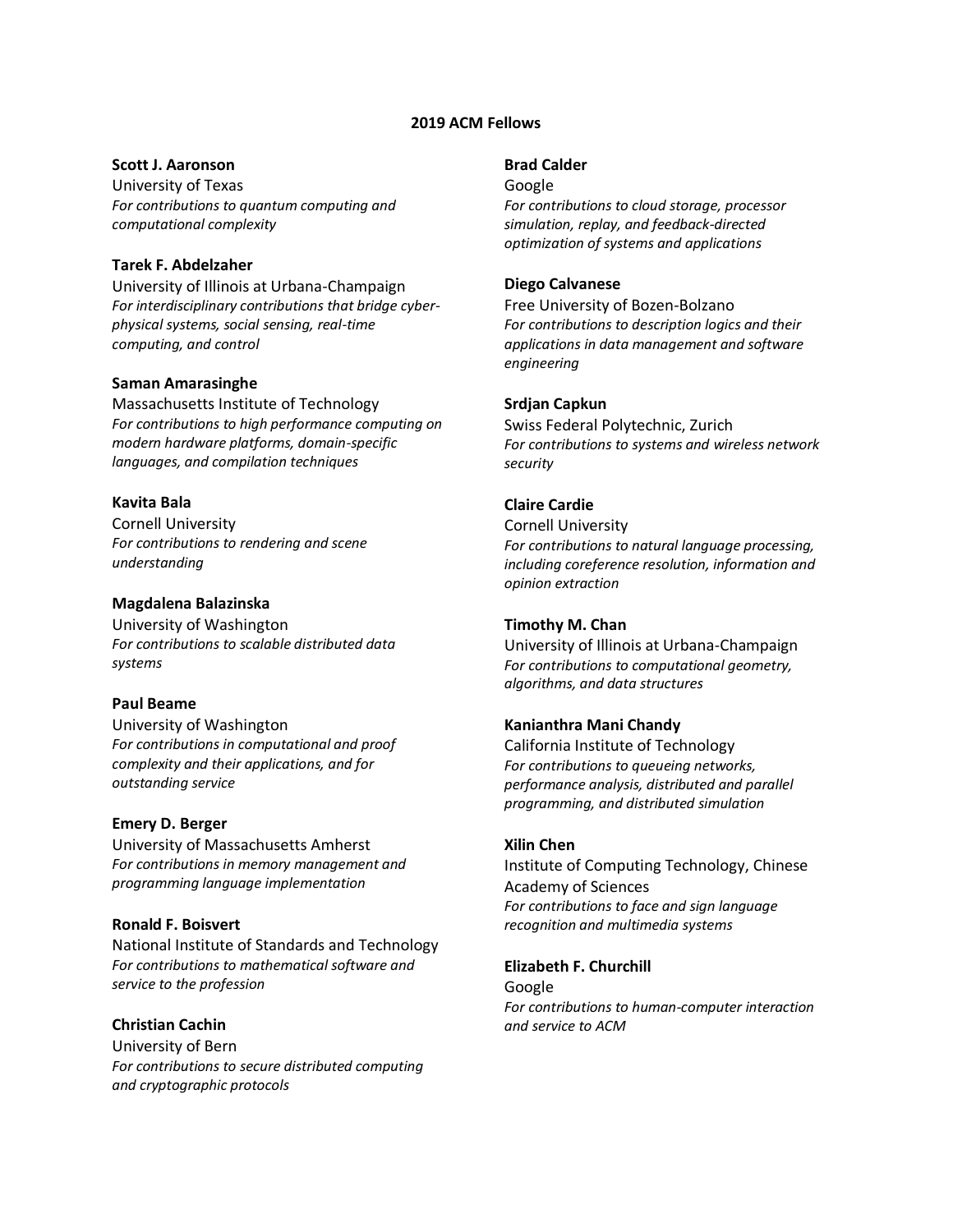# 2019 ACM Fellows

**Scott J. Aaronson**
University of Texas
*For contributions to quantum computing and computational complexity*

**Tarek F. Abdelzaher**
University of Illinois at Urbana-Champaign
*For interdisciplinary contributions that bridge cyber-physical systems, social sensing, real-time computing, and control*

**Saman Amarasinghe**
Massachusetts Institute of Technology
*For contributions to high performance computing on modern hardware platforms, domain-specific languages, and compilation techniques*

**Kavita Bala**
Cornell University
*For contributions to rendering and scene understanding*

**Magdalena Balazinska**
University of Washington
*For contributions to scalable distributed data systems*

**Paul Beame**
University of Washington
*For contributions in computational and proof complexity and their applications, and for outstanding service*

**Emery D. Berger**
University of Massachusetts Amherst
*For contributions in memory management and programming language implementation*

**Ronald F. Boisvert**
National Institute of Standards and Technology
*For contributions to mathematical software and service to the profession*

**Christian Cachin**
University of Bern
*For contributions to secure distributed computing and cryptographic protocols*

**Brad Calder**
Google
*For contributions to cloud storage, processor simulation, replay, and feedback-directed optimization of systems and applications*

**Diego Calvanese**
Free University of Bozen-Bolzano
*For contributions to description logics and their applications in data management and software engineering*

**Srdjan Capkun**
Swiss Federal Polytechnic, Zurich
*For contributions to systems and wireless network security*

**Claire Cardie**
Cornell University
*For contributions to natural language processing, including coreference resolution, information and opinion extraction*

**Timothy M. Chan**
University of Illinois at Urbana-Champaign
*For contributions to computational geometry, algorithms, and data structures*

**Kanianthra Mani Chandy**
California Institute of Technology
*For contributions to queueing networks, performance analysis, distributed and parallel programming, and distributed simulation*

**Xilin Chen**
Institute of Computing Technology, Chinese Academy of Sciences
*For contributions to face and sign language recognition and multimedia systems*

**Elizabeth F. Churchill**
Google
*For contributions to human-computer interaction and service to ACM*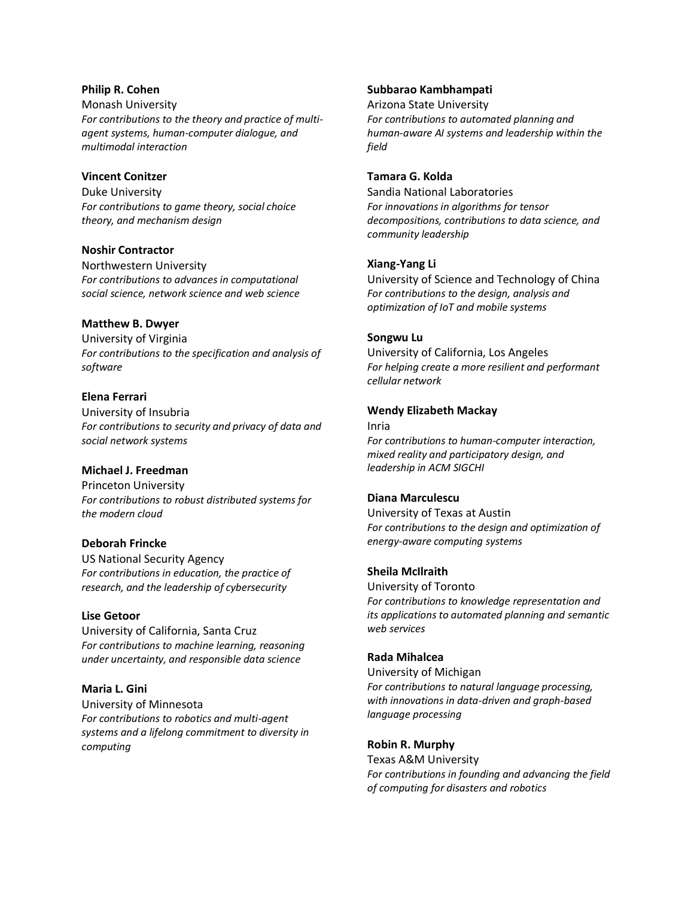**Philip R. Cohen**
Monash University
*For contributions to the theory and practice of multi-agent systems, human-computer dialogue, and multimodal interaction*

**Vincent Conitzer**
Duke University
*For contributions to game theory, social choice theory, and mechanism design*

**Noshir Contractor**
Northwestern University
*For contributions to advances in computational social science, network science and web science*

**Matthew B. Dwyer**
University of Virginia
*For contributions to the specification and analysis of software*

**Elena Ferrari**
University of Insubria
*For contributions to security and privacy of data and social network systems*

**Michael J. Freedman**
Princeton University
*For contributions to robust distributed systems for the modern cloud*

**Deborah Frincke**
US National Security Agency
*For contributions in education, the practice of research, and the leadership of cybersecurity*

**Lise Getoor**
University of California, Santa Cruz
*For contributions to machine learning, reasoning under uncertainty, and responsible data science*

**Maria L. Gini**
University of Minnesota
*For contributions to robotics and multi-agent systems and a lifelong commitment to diversity in computing*

**Subbarao Kambhampati**
Arizona State University
*For contributions to automated planning and human-aware AI systems and leadership within the field*

**Tamara G. Kolda**
Sandia National Laboratories
*For innovations in algorithms for tensor decompositions, contributions to data science, and community leadership*

**Xiang-Yang Li**
University of Science and Technology of China
*For contributions to the design, analysis and optimization of IoT and mobile systems*

**Songwu Lu**
University of California, Los Angeles
*For helping create a more resilient and performant cellular network*

**Wendy Elizabeth Mackay**
Inria
*For contributions to human-computer interaction, mixed reality and participatory design, and leadership in ACM SIGCHI*

**Diana Marculescu**
University of Texas at Austin
*For contributions to the design and optimization of energy-aware computing systems*

**Sheila McIlraith**
University of Toronto
*For contributions to knowledge representation and its applications to automated planning and semantic web services*

**Rada Mihalcea**
University of Michigan
*For contributions to natural language processing, with innovations in data-driven and graph-based language processing*

**Robin R. Murphy**
Texas A&M University
*For contributions in founding and advancing the field of computing for disasters and robotics*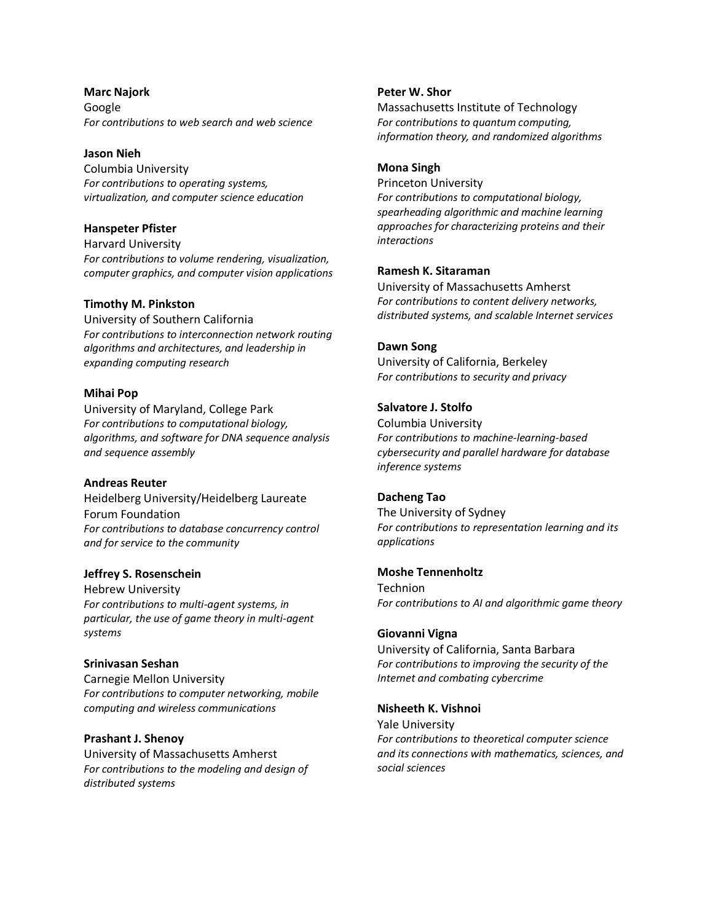**Marc Najork**
Google
*For contributions to web search and web science*

**Jason Nieh**
Columbia University
*For contributions to operating systems, virtualization, and computer science education*

**Hanspeter Pfister**
Harvard University
*For contributions to volume rendering, visualization, computer graphics, and computer vision applications*

**Timothy M. Pinkston**
University of Southern California
*For contributions to interconnection network routing algorithms and architectures, and leadership in expanding computing research*

**Mihai Pop**
University of Maryland, College Park
*For contributions to computational biology, algorithms, and software for DNA sequence analysis and sequence assembly*

**Andreas Reuter**
Heidelberg University/Heidelberg Laureate Forum Foundation
*For contributions to database concurrency control and for service to the community*

**Jeffrey S. Rosenschein**
Hebrew University
*For contributions to multi-agent systems, in particular, the use of game theory in multi-agent systems*

**Srinivasan Seshan**
Carnegie Mellon University
*For contributions to computer networking, mobile computing and wireless communications*

**Prashant J. Shenoy**
University of Massachusetts Amherst
*For contributions to the modeling and design of distributed systems*

**Peter W. Shor**
Massachusetts Institute of Technology
*For contributions to quantum computing, information theory, and randomized algorithms*

**Mona Singh**
Princeton University
*For contributions to computational biology, spearheading algorithmic and machine learning approaches for characterizing proteins and their interactions*

**Ramesh K. Sitaraman**
University of Massachusetts Amherst
*For contributions to content delivery networks, distributed systems, and scalable Internet services*

**Dawn Song**
University of California, Berkeley
*For contributions to security and privacy*

**Salvatore J. Stolfo**
Columbia University
*For contributions to machine-learning-based cybersecurity and parallel hardware for database inference systems*

**Dacheng Tao**
The University of Sydney
*For contributions to representation learning and its applications*

**Moshe Tennenholtz**
Technion
*For contributions to AI and algorithmic game theory*

**Giovanni Vigna**
University of California, Santa Barbara
*For contributions to improving the security of the Internet and combating cybercrime*

**Nisheeth K. Vishnoi**
Yale University
*For contributions to theoretical computer science and its connections with mathematics, sciences, and social sciences*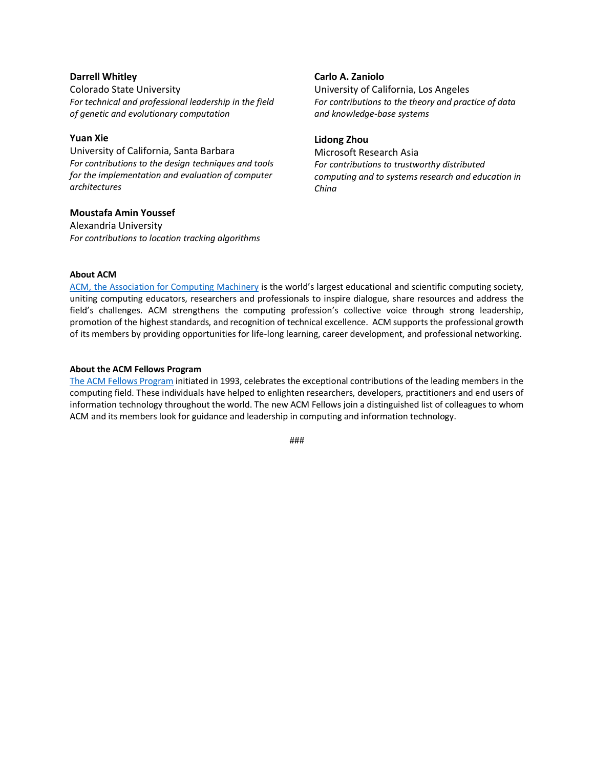**Darrell Whitley**
Colorado State University
*For technical and professional leadership in the field of genetic and evolutionary computation*

**Yuan Xie**
University of California, Santa Barbara
*For contributions to the design techniques and tools for the implementation and evaluation of computer architectures*

**Moustafa Amin Youssef**
Alexandria University
*For contributions to location tracking algorithms*

**Carlo A. Zaniolo**
University of California, Los Angeles
*For contributions to the theory and practice of data and knowledge-base systems*

**Lidong Zhou**
Microsoft Research Asia
*For contributions to trustworthy distributed computing and to systems research and education in China*

**About ACM**

ACM, the Association for Computing Machinery is the world's largest educational and scientific computing society, uniting computing educators, researchers and professionals to inspire dialogue, share resources and address the field's challenges. ACM strengthens the computing profession's collective voice through strong leadership, promotion of the highest standards, and recognition of technical excellence. ACM supports the professional growth of its members by providing opportunities for life-long learning, career development, and professional networking.

**About the ACM Fellows Program**

The ACM Fellows Program initiated in 1993, celebrates the exceptional contributions of the leading members in the computing field. These individuals have helped to enlighten researchers, developers, practitioners and end users of information technology throughout the world. The new ACM Fellows join a distinguished list of colleagues to whom ACM and its members look for guidance and leadership in computing and information technology.

###